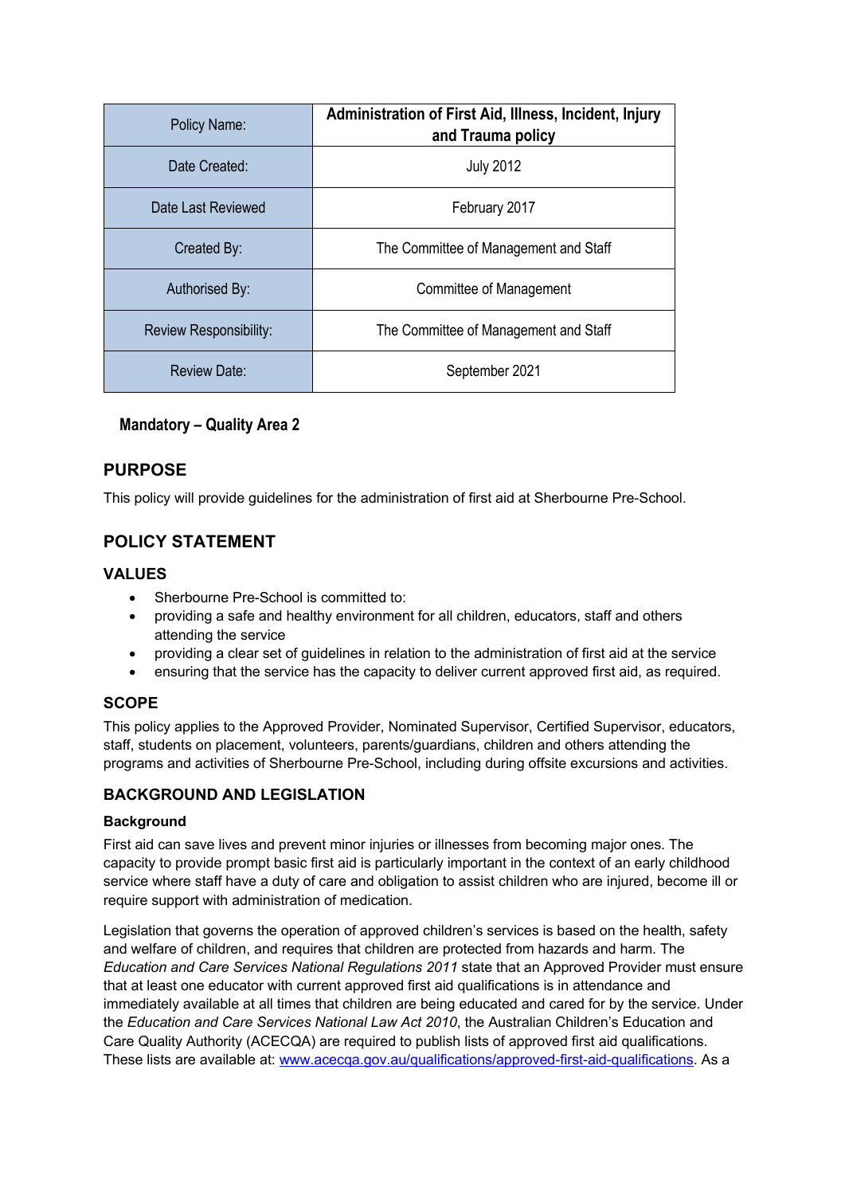| Policy Name: | Administration of First Aid, Illness, Incident, Injury and Trauma policy |
|---|---|
| Date Created: | July 2012 |
| Date Last Reviewed | February 2017 |
| Created By: | The Committee of Management and Staff |
| Authorised By: | Committee of Management |
| Review Responsibility: | The Committee of Management and Staff |
| Review Date: | September 2021 |

**Mandatory – Quality Area 2**

## PURPOSE

This policy will provide guidelines for the administration of first aid at Sherbourne Pre-School.

## POLICY STATEMENT

### VALUES

- Sherbourne Pre-School is committed to:
- providing a safe and healthy environment for all children, educators, staff and others attending the service
- providing a clear set of guidelines in relation to the administration of first aid at the service
- ensuring that the service has the capacity to deliver current approved first aid, as required.

### SCOPE

This policy applies to the Approved Provider, Nominated Supervisor, Certified Supervisor, educators, staff, students on placement, volunteers, parents/guardians, children and others attending the programs and activities of Sherbourne Pre-School, including during offsite excursions and activities.

### BACKGROUND AND LEGISLATION

#### Background

First aid can save lives and prevent minor injuries or illnesses from becoming major ones. The capacity to provide prompt basic first aid is particularly important in the context of an early childhood service where staff have a duty of care and obligation to assist children who are injured, become ill or require support with administration of medication.

Legislation that governs the operation of approved children's services is based on the health, safety and welfare of children, and requires that children are protected from hazards and harm. The *Education and Care Services National Regulations 2011* state that an Approved Provider must ensure that at least one educator with current approved first aid qualifications is in attendance and immediately available at all times that children are being educated and cared for by the service. Under the *Education and Care Services National Law Act 2010*, the Australian Children's Education and Care Quality Authority (ACECQA) are required to publish lists of approved first aid qualifications. These lists are available at: www.acecqa.gov.au/qualifications/approved-first-aid-qualifications. As a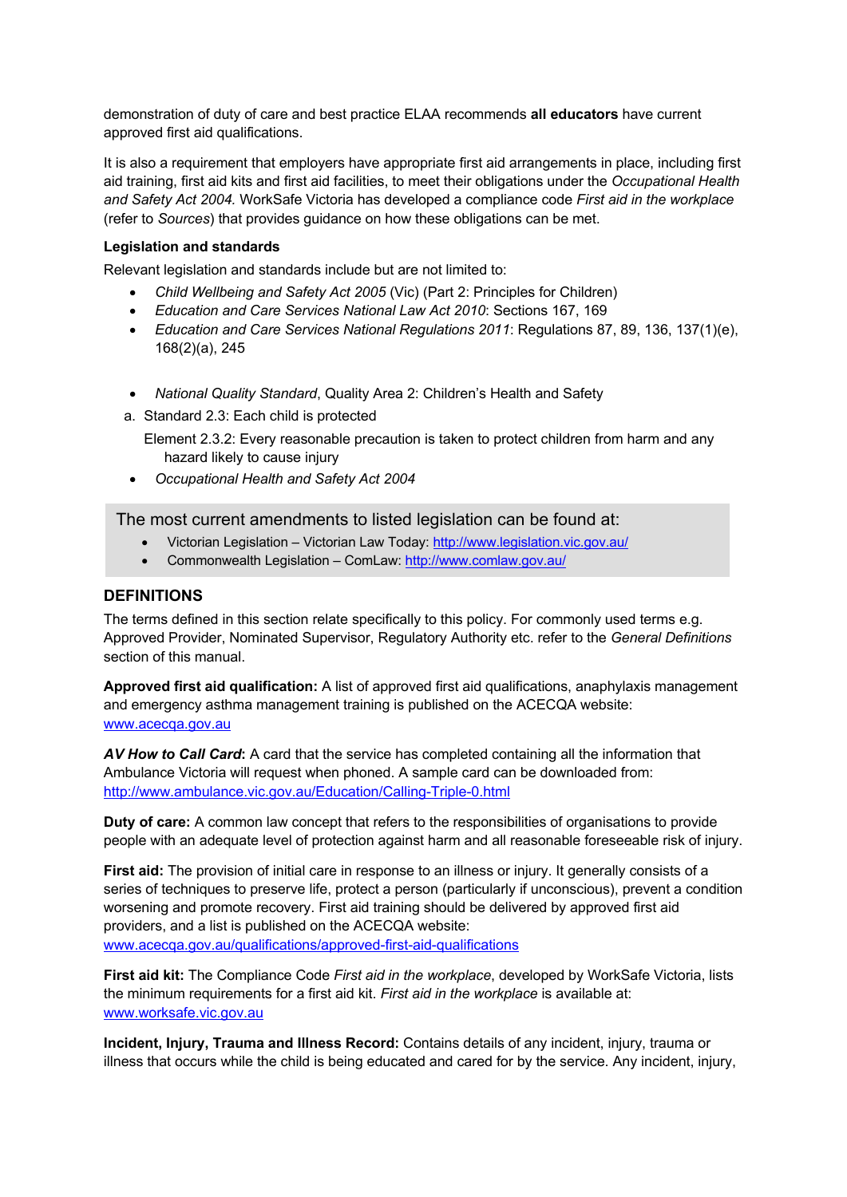demonstration of duty of care and best practice ELAA recommends **all educators** have current approved first aid qualifications.

It is also a requirement that employers have appropriate first aid arrangements in place, including first aid training, first aid kits and first aid facilities, to meet their obligations under the *Occupational Health and Safety Act 2004.* WorkSafe Victoria has developed a compliance code *First aid in the workplace* (refer to *Sources*) that provides guidance on how these obligations can be met.

**Legislation and standards**

Relevant legislation and standards include but are not limited to:

- *Child Wellbeing and Safety Act 2005* (Vic) (Part 2: Principles for Children)
- *Education and Care Services National Law Act 2010*: Sections 167, 169
- *Education and Care Services National Regulations 2011*: Regulations 87, 89, 136, 137(1)(e), 168(2)(a), 245
- *National Quality Standard*, Quality Area 2: Children's Health and Safety

a. Standard 2.3: Each child is protected

Element 2.3.2: Every reasonable precaution is taken to protect children from harm and any hazard likely to cause injury

- *Occupational Health and Safety Act 2004*

> The most current amendments to listed legislation can be found at:
>
> - Victorian Legislation – Victorian Law Today: http://www.legislation.vic.gov.au/
> - Commonwealth Legislation – ComLaw: http://www.comlaw.gov.au/

## DEFINITIONS

The terms defined in this section relate specifically to this policy. For commonly used terms e.g. Approved Provider, Nominated Supervisor, Regulatory Authority etc. refer to the *General Definitions* section of this manual.

**Approved first aid qualification:** A list of approved first aid qualifications, anaphylaxis management and emergency asthma management training is published on the ACECQA website: www.acecqa.gov.au

***AV How to Call Card*:** A card that the service has completed containing all the information that Ambulance Victoria will request when phoned. A sample card can be downloaded from: http://www.ambulance.vic.gov.au/Education/Calling-Triple-0.html

**Duty of care:** A common law concept that refers to the responsibilities of organisations to provide people with an adequate level of protection against harm and all reasonable foreseeable risk of injury.

**First aid:** The provision of initial care in response to an illness or injury. It generally consists of a series of techniques to preserve life, protect a person (particularly if unconscious), prevent a condition worsening and promote recovery. First aid training should be delivered by approved first aid providers, and a list is published on the ACECQA website: www.acecqa.gov.au/qualifications/approved-first-aid-qualifications

**First aid kit:** The Compliance Code *First aid in the workplace*, developed by WorkSafe Victoria, lists the minimum requirements for a first aid kit. *First aid in the workplace* is available at: www.worksafe.vic.gov.au

**Incident, Injury, Trauma and Illness Record:** Contains details of any incident, injury, trauma or illness that occurs while the child is being educated and cared for by the service. Any incident, injury,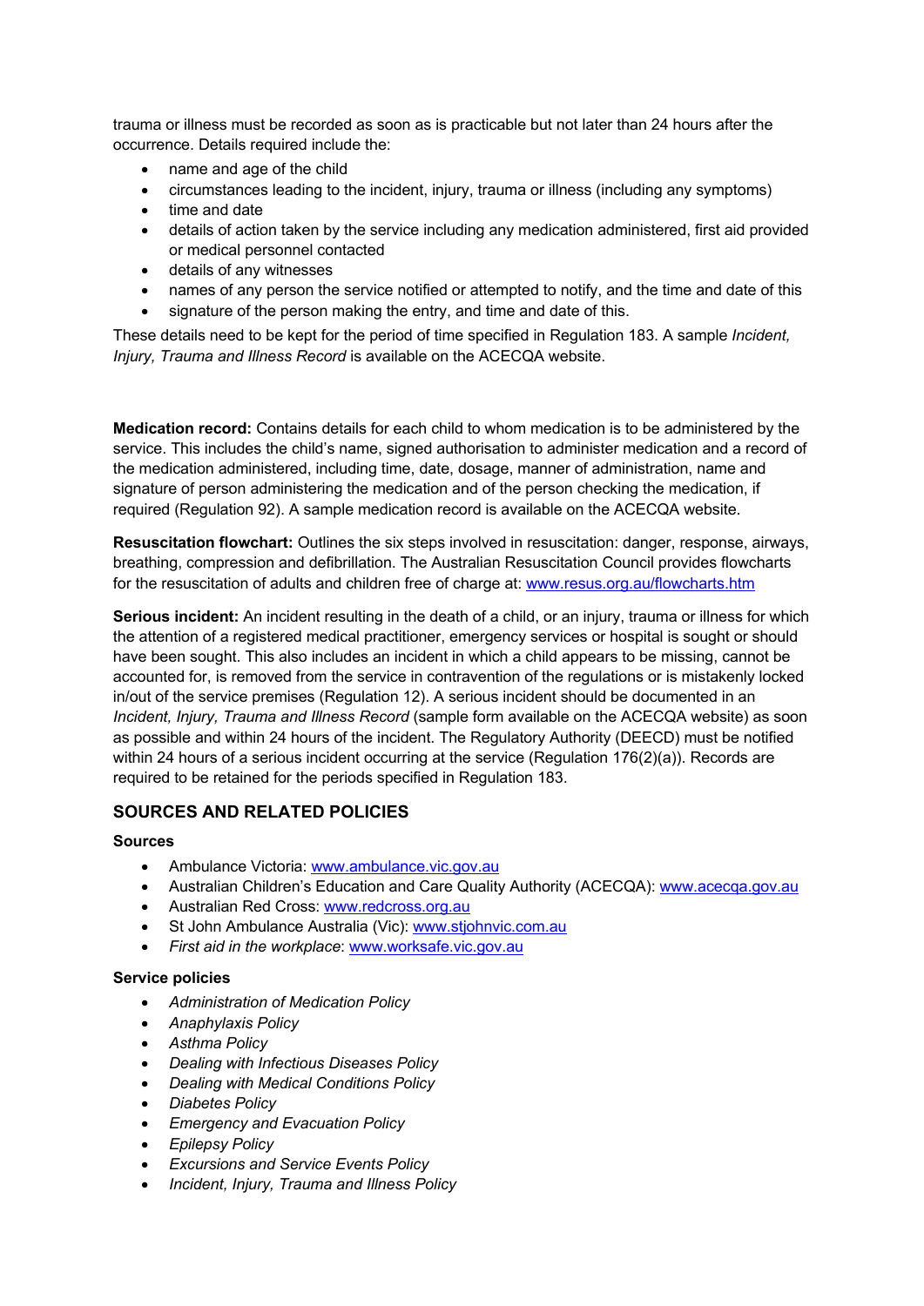trauma or illness must be recorded as soon as is practicable but not later than 24 hours after the occurrence. Details required include the:

- name and age of the child
- circumstances leading to the incident, injury, trauma or illness (including any symptoms)
- time and date
- details of action taken by the service including any medication administered, first aid provided or medical personnel contacted
- details of any witnesses
- names of any person the service notified or attempted to notify, and the time and date of this
- signature of the person making the entry, and time and date of this.

These details need to be kept for the period of time specified in Regulation 183. A sample *Incident, Injury, Trauma and Illness Record* is available on the ACECQA website.

**Medication record:** Contains details for each child to whom medication is to be administered by the service. This includes the child's name, signed authorisation to administer medication and a record of the medication administered, including time, date, dosage, manner of administration, name and signature of person administering the medication and of the person checking the medication, if required (Regulation 92). A sample medication record is available on the ACECQA website.

**Resuscitation flowchart:** Outlines the six steps involved in resuscitation: danger, response, airways, breathing, compression and defibrillation. The Australian Resuscitation Council provides flowcharts for the resuscitation of adults and children free of charge at: www.resus.org.au/flowcharts.htm

**Serious incident:** An incident resulting in the death of a child, or an injury, trauma or illness for which the attention of a registered medical practitioner, emergency services or hospital is sought or should have been sought. This also includes an incident in which a child appears to be missing, cannot be accounted for, is removed from the service in contravention of the regulations or is mistakenly locked in/out of the service premises (Regulation 12). A serious incident should be documented in an *Incident, Injury, Trauma and Illness Record* (sample form available on the ACECQA website) as soon as possible and within 24 hours of the incident. The Regulatory Authority (DEECD) must be notified within 24 hours of a serious incident occurring at the service (Regulation 176(2)(a)). Records are required to be retained for the periods specified in Regulation 183.

## SOURCES AND RELATED POLICIES

### Sources

- Ambulance Victoria: www.ambulance.vic.gov.au
- Australian Children's Education and Care Quality Authority (ACECQA): www.acecqa.gov.au
- Australian Red Cross: www.redcross.org.au
- St John Ambulance Australia (Vic): www.stjohnvic.com.au
- *First aid in the workplace*: www.worksafe.vic.gov.au

### Service policies

- *Administration of Medication Policy*
- *Anaphylaxis Policy*
- *Asthma Policy*
- *Dealing with Infectious Diseases Policy*
- *Dealing with Medical Conditions Policy*
- *Diabetes Policy*
- *Emergency and Evacuation Policy*
- *Epilepsy Policy*
- *Excursions and Service Events Policy*
- *Incident, Injury, Trauma and Illness Policy*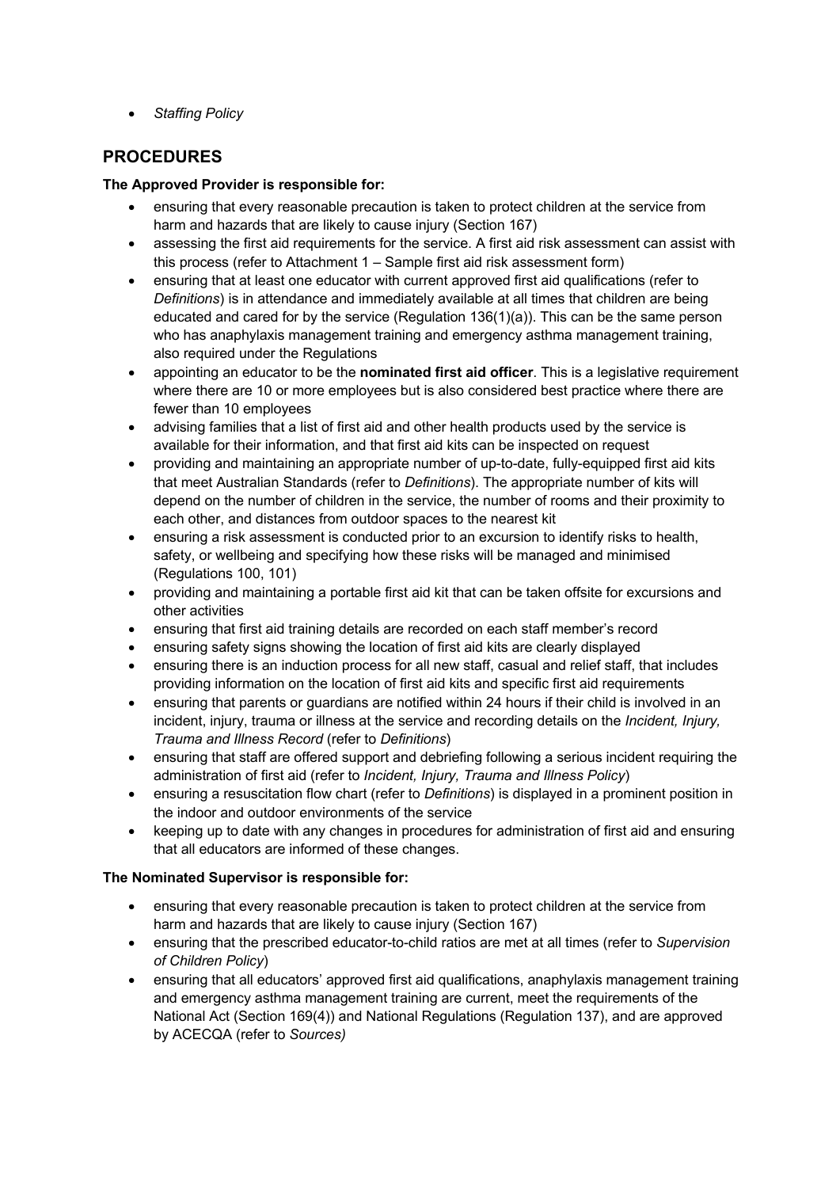- *Staffing Policy*

## PROCEDURES

**The Approved Provider is responsible for:**

- ensuring that every reasonable precaution is taken to protect children at the service from harm and hazards that are likely to cause injury (Section 167)
- assessing the first aid requirements for the service. A first aid risk assessment can assist with this process (refer to Attachment 1 – Sample first aid risk assessment form)
- ensuring that at least one educator with current approved first aid qualifications (refer to *Definitions*) is in attendance and immediately available at all times that children are being educated and cared for by the service (Regulation 136(1)(a)). This can be the same person who has anaphylaxis management training and emergency asthma management training, also required under the Regulations
- appointing an educator to be the **nominated first aid officer**. This is a legislative requirement where there are 10 or more employees but is also considered best practice where there are fewer than 10 employees
- advising families that a list of first aid and other health products used by the service is available for their information, and that first aid kits can be inspected on request
- providing and maintaining an appropriate number of up-to-date, fully-equipped first aid kits that meet Australian Standards (refer to *Definitions*). The appropriate number of kits will depend on the number of children in the service, the number of rooms and their proximity to each other, and distances from outdoor spaces to the nearest kit
- ensuring a risk assessment is conducted prior to an excursion to identify risks to health, safety, or wellbeing and specifying how these risks will be managed and minimised (Regulations 100, 101)
- providing and maintaining a portable first aid kit that can be taken offsite for excursions and other activities
- ensuring that first aid training details are recorded on each staff member's record
- ensuring safety signs showing the location of first aid kits are clearly displayed
- ensuring there is an induction process for all new staff, casual and relief staff, that includes providing information on the location of first aid kits and specific first aid requirements
- ensuring that parents or guardians are notified within 24 hours if their child is involved in an incident, injury, trauma or illness at the service and recording details on the *Incident, Injury, Trauma and Illness Record* (refer to *Definitions*)
- ensuring that staff are offered support and debriefing following a serious incident requiring the administration of first aid (refer to *Incident, Injury, Trauma and Illness Policy*)
- ensuring a resuscitation flow chart (refer to *Definitions*) is displayed in a prominent position in the indoor and outdoor environments of the service
- keeping up to date with any changes in procedures for administration of first aid and ensuring that all educators are informed of these changes.

**The Nominated Supervisor is responsible for:**

- ensuring that every reasonable precaution is taken to protect children at the service from harm and hazards that are likely to cause injury (Section 167)
- ensuring that the prescribed educator-to-child ratios are met at all times (refer to *Supervision of Children Policy*)
- ensuring that all educators' approved first aid qualifications, anaphylaxis management training and emergency asthma management training are current, meet the requirements of the National Act (Section 169(4)) and National Regulations (Regulation 137), and are approved by ACECQA (refer to *Sources)*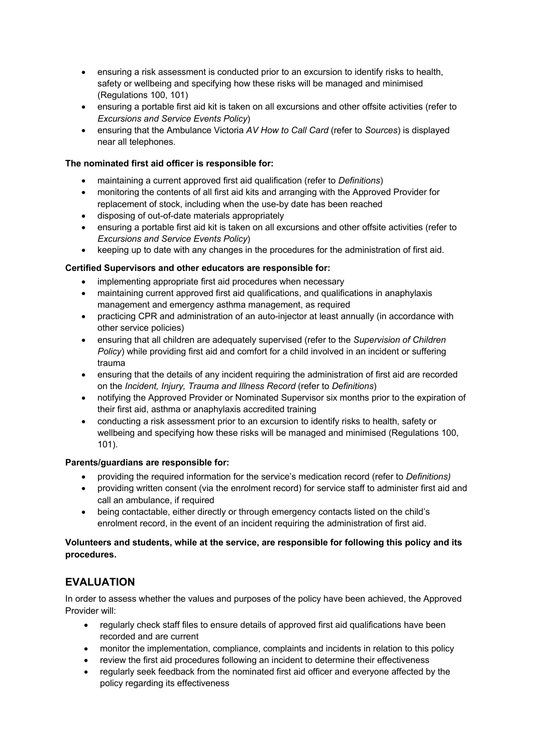- ensuring a risk assessment is conducted prior to an excursion to identify risks to health, safety or wellbeing and specifying how these risks will be managed and minimised (Regulations 100, 101)
- ensuring a portable first aid kit is taken on all excursions and other offsite activities (refer to *Excursions and Service Events Policy*)
- ensuring that the Ambulance Victoria *AV How to Call Card* (refer to *Sources*) is displayed near all telephones.

**The nominated first aid officer is responsible for:**

- maintaining a current approved first aid qualification (refer to *Definitions*)
- monitoring the contents of all first aid kits and arranging with the Approved Provider for replacement of stock, including when the use-by date has been reached
- disposing of out-of-date materials appropriately
- ensuring a portable first aid kit is taken on all excursions and other offsite activities (refer to *Excursions and Service Events Policy*)
- keeping up to date with any changes in the procedures for the administration of first aid.

**Certified Supervisors and other educators are responsible for:**

- implementing appropriate first aid procedures when necessary
- maintaining current approved first aid qualifications, and qualifications in anaphylaxis management and emergency asthma management, as required
- practicing CPR and administration of an auto-injector at least annually (in accordance with other service policies)
- ensuring that all children are adequately supervised (refer to the *Supervision of Children Policy*) while providing first aid and comfort for a child involved in an incident or suffering trauma
- ensuring that the details of any incident requiring the administration of first aid are recorded on the *Incident, Injury, Trauma and Illness Record* (refer to *Definitions*)
- notifying the Approved Provider or Nominated Supervisor six months prior to the expiration of their first aid, asthma or anaphylaxis accredited training
- conducting a risk assessment prior to an excursion to identify risks to health, safety or wellbeing and specifying how these risks will be managed and minimised (Regulations 100, 101).

**Parents/guardians are responsible for:**

- providing the required information for the service's medication record (refer to *Definitions)*
- providing written consent (via the enrolment record) for service staff to administer first aid and call an ambulance, if required
- being contactable, either directly or through emergency contacts listed on the child's enrolment record, in the event of an incident requiring the administration of first aid.

**Volunteers and students, while at the service, are responsible for following this policy and its procedures.**

## EVALUATION

In order to assess whether the values and purposes of the policy have been achieved, the Approved Provider will:

- regularly check staff files to ensure details of approved first aid qualifications have been recorded and are current
- monitor the implementation, compliance, complaints and incidents in relation to this policy
- review the first aid procedures following an incident to determine their effectiveness
- regularly seek feedback from the nominated first aid officer and everyone affected by the policy regarding its effectiveness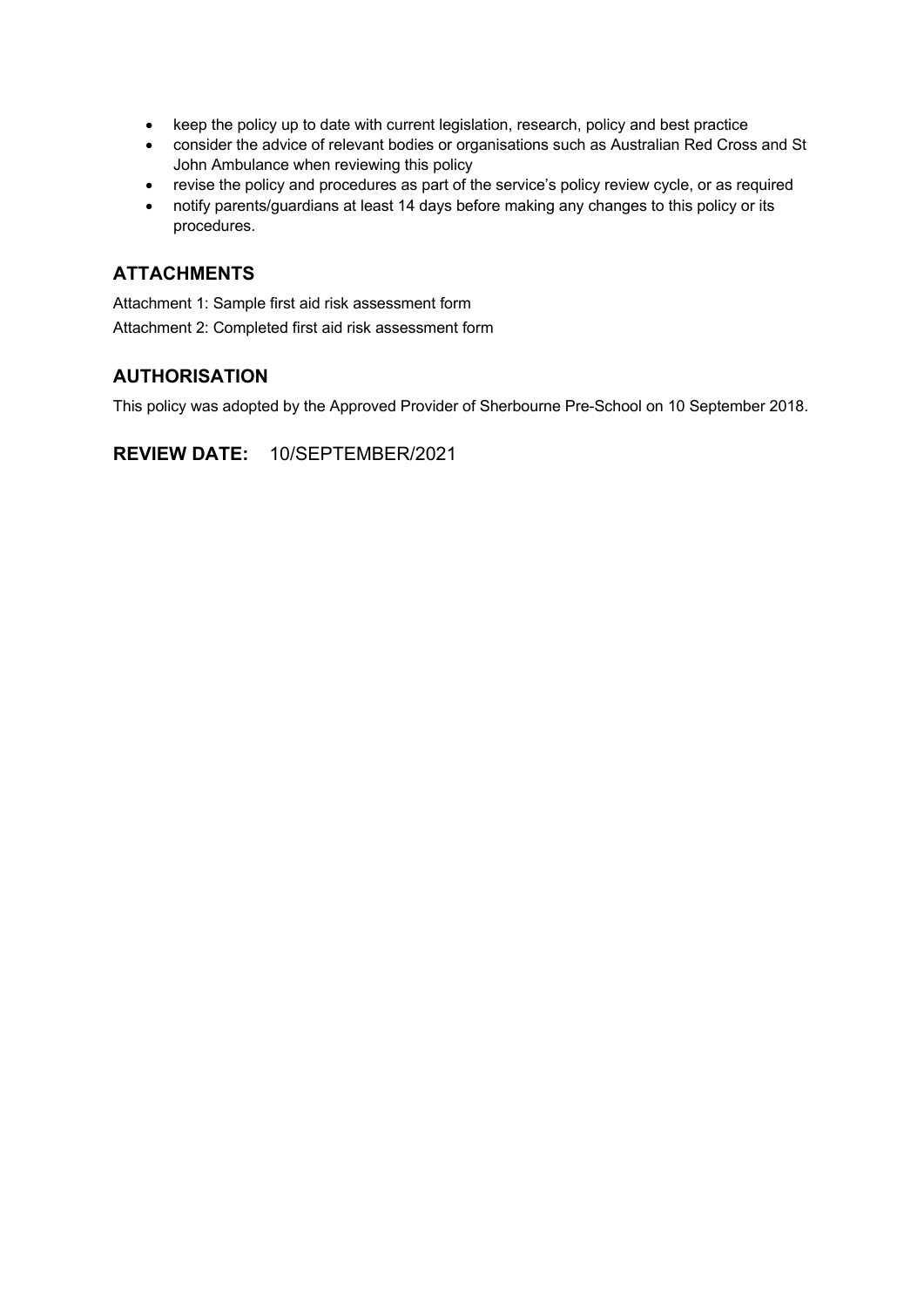- keep the policy up to date with current legislation, research, policy and best practice
- consider the advice of relevant bodies or organisations such as Australian Red Cross and St John Ambulance when reviewing this policy
- revise the policy and procedures as part of the service's policy review cycle, or as required
- notify parents/guardians at least 14 days before making any changes to this policy or its procedures.

## ATTACHMENTS

Attachment 1: Sample first aid risk assessment form

Attachment 2: Completed first aid risk assessment form

## AUTHORISATION

This policy was adopted by the Approved Provider of Sherbourne Pre-School on 10 September 2018.

## REVIEW DATE: 10/SEPTEMBER/2021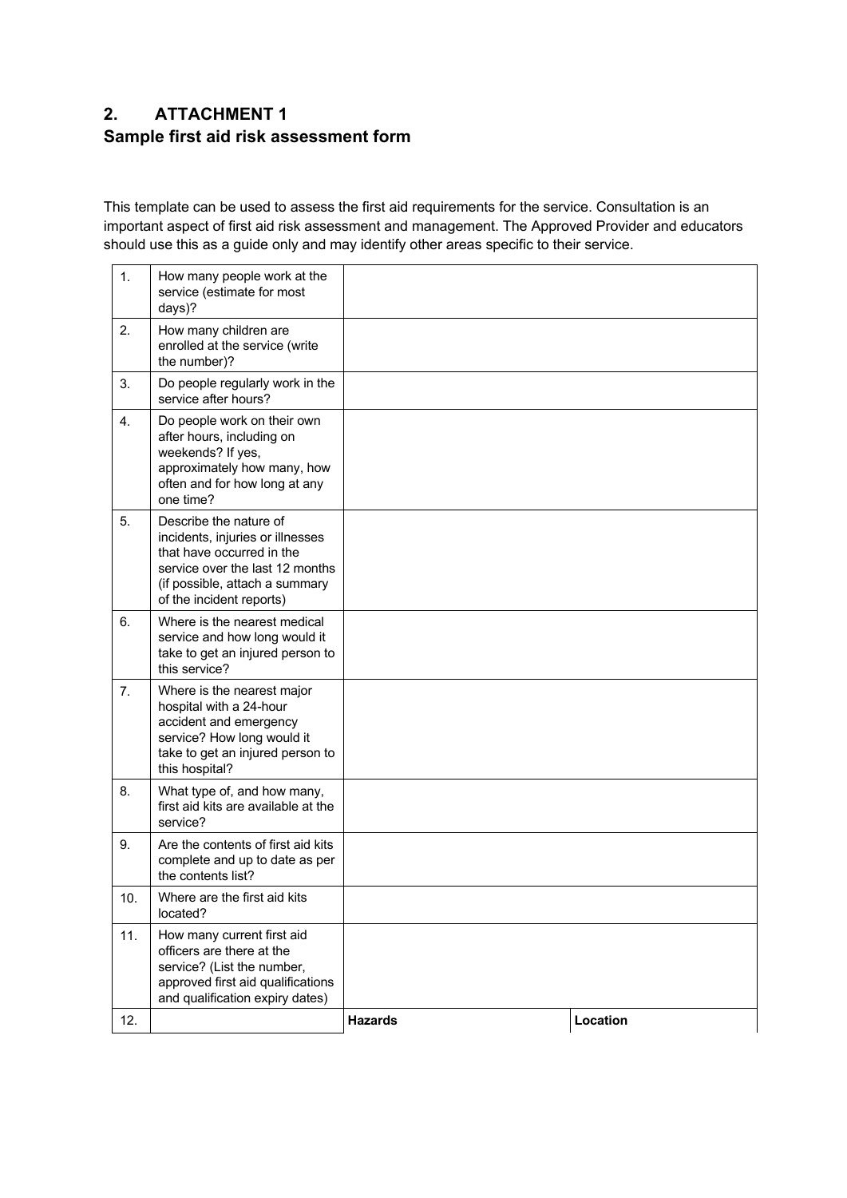## 2. ATTACHMENT 1
## Sample first aid risk assessment form

This template can be used to assess the first aid requirements for the service. Consultation is an important aspect of first aid risk assessment and management. The Approved Provider and educators should use this as a guide only and may identify other areas specific to their service.

| | | | |
|---|---|---|---|
| 1. | How many people work at the service (estimate for most days)? | | |
| 2. | How many children are enrolled at the service (write the number)? | | |
| 3. | Do people regularly work in the service after hours? | | |
| 4. | Do people work on their own after hours, including on weekends? If yes, approximately how many, how often and for how long at any one time? | | |
| 5. | Describe the nature of incidents, injuries or illnesses that have occurred in the service over the last 12 months (if possible, attach a summary of the incident reports) | | |
| 6. | Where is the nearest medical service and how long would it take to get an injured person to this service? | | |
| 7. | Where is the nearest major hospital with a 24-hour accident and emergency service? How long would it take to get an injured person to this hospital? | | |
| 8. | What type of, and how many, first aid kits are available at the service? | | |
| 9. | Are the contents of first aid kits complete and up to date as per the contents list? | | |
| 10. | Where are the first aid kits located? | | |
| 11. | How many current first aid officers are there at the service? (List the number, approved first aid qualifications and qualification expiry dates) | | |
| 12. | | **Hazards** | **Location** |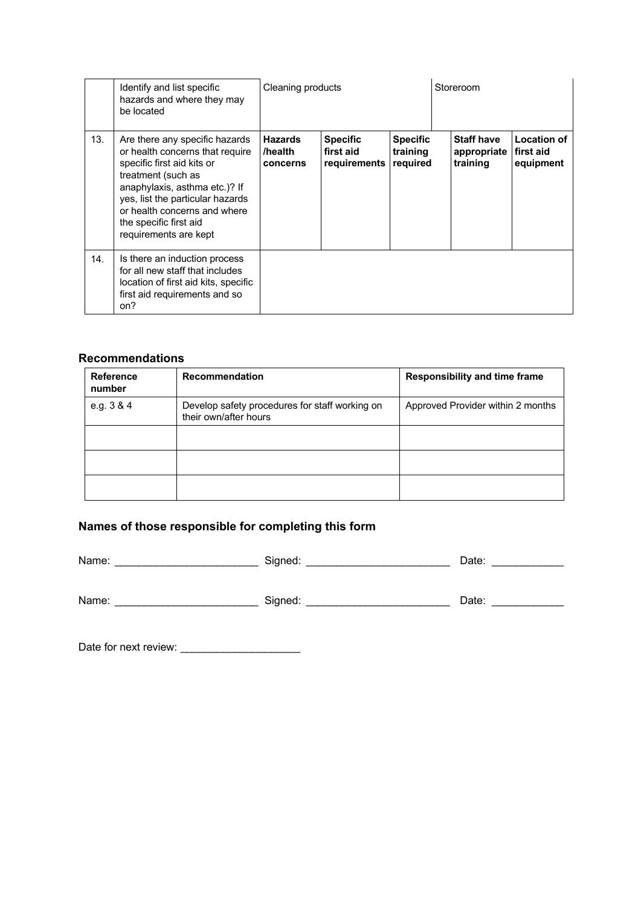| | | | | | | |
|---|---|---|---|---|---|---|
| | Identify and list specific hazards and where they may be located | Cleaning products | | | Storeroom | |
| 13. | Are there any specific hazards or health concerns that require specific first aid kits or treatment (such as anaphylaxis, asthma etc.)? If yes, list the particular hazards or health concerns and where the specific first aid requirements are kept | **Hazards /health concerns** | **Specific first aid requirements** | **Specific training required** | **Staff have appropriate training** | **Location of first aid equipment** |
| 14. | Is there an induction process for all new staff that includes location of first aid kits, specific first aid requirements and so on? | | | | | |

## Recommendations

| Reference number | Recommendation | Responsibility and time frame |
|---|---|---|
| e.g. 3 & 4 | Develop safety procedures for staff working on their own/after hours | Approved Provider within 2 months |
| | | |
| | | |
| | | |

## Names of those responsible for completing this form

Name: _______________________ Signed: _______________________ Date: ___________

Name: _______________________ Signed: _______________________ Date: ___________

Date for next review: ___________________